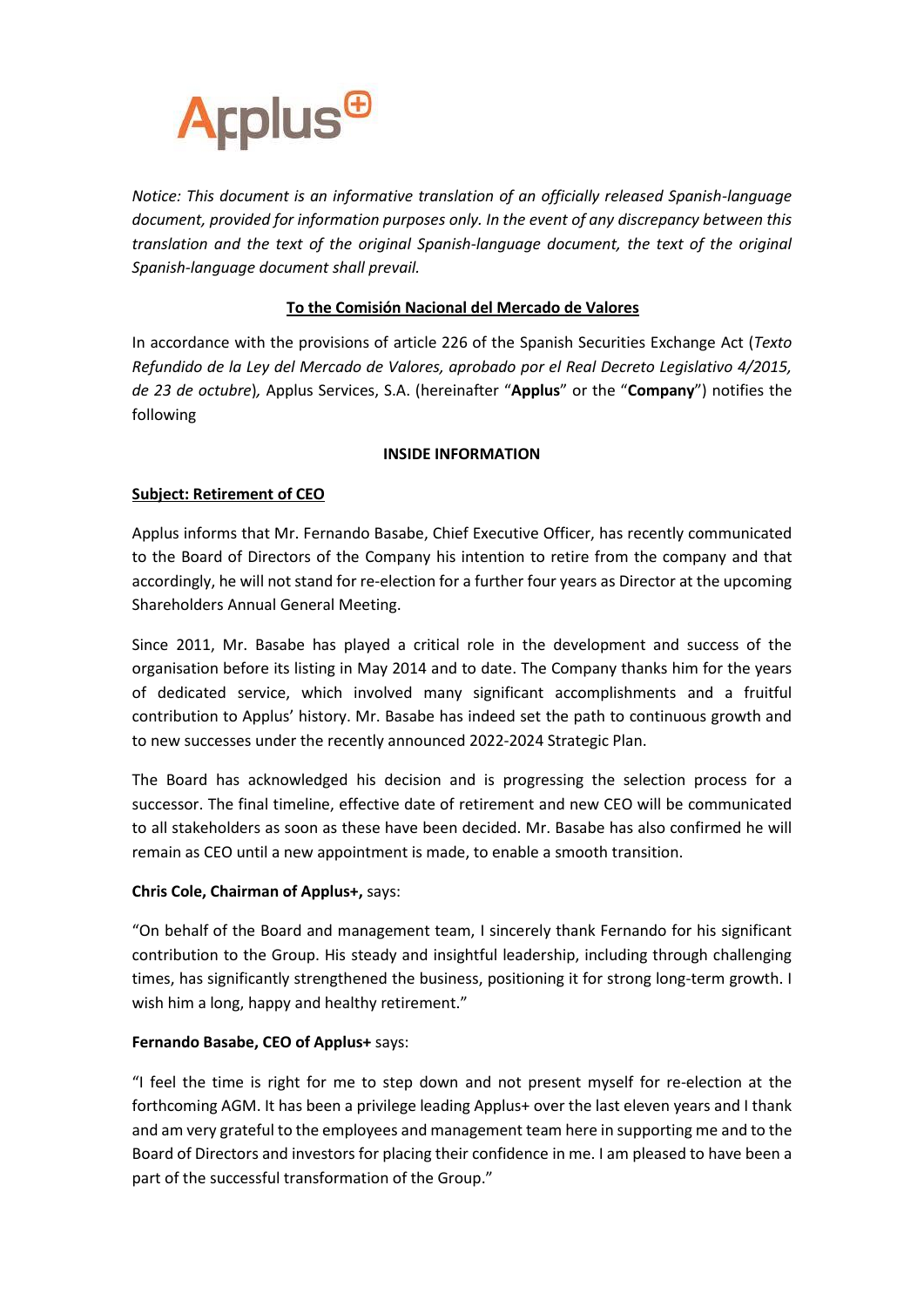Applus+

*Notice: This document is an informative translation of an officially released Spanish-language document, provided for information purposes only. In the event of any discrepancy between this translation and the text of the original Spanish-language document, the text of the original Spanish-language document shall prevail.*

**To the Comisión Nacional del Mercado de Valores**

In accordance with the provisions of article 226 of the Spanish Securities Exchange Act (*Texto Refundido de la Ley del Mercado de Valores, aprobado por el Real Decreto Legislativo 4/2015, de 23 de octubre*), Applus Services, S.A. (hereinafter "**Applus**" or the "**Company**") notifies the following

**INSIDE INFORMATION**

**Subject: Retirement of CEO**

Applus informs that Mr. Fernando Basabe, Chief Executive Officer, has recently communicated to the Board of Directors of the Company his intention to retire from the company and that accordingly, he will not stand for re-election for a further four years as Director at the upcoming Shareholders Annual General Meeting.

Since 2011, Mr. Basabe has played a critical role in the development and success of the organisation before its listing in May 2014 and to date. The Company thanks him for the years of dedicated service, which involved many significant accomplishments and a fruitful contribution to Applus' history. Mr. Basabe has indeed set the path to continuous growth and to new successes under the recently announced 2022-2024 Strategic Plan.

The Board has acknowledged his decision and is progressing the selection process for a successor. The final timeline, effective date of retirement and new CEO will be communicated to all stakeholders as soon as these have been decided. Mr. Basabe has also confirmed he will remain as CEO until a new appointment is made, to enable a smooth transition.

**Chris Cole, Chairman of Applus+,** says:

"On behalf of the Board and management team, I sincerely thank Fernando for his significant contribution to the Group. His steady and insightful leadership, including through challenging times, has significantly strengthened the business, positioning it for strong long-term growth. I wish him a long, happy and healthy retirement."

**Fernando Basabe, CEO of Applus+** says:

"I feel the time is right for me to step down and not present myself for re-election at the forthcoming AGM. It has been a privilege leading Applus+ over the last eleven years and I thank and am very grateful to the employees and management team here in supporting me and to the Board of Directors and investors for placing their confidence in me. I am pleased to have been a part of the successful transformation of the Group."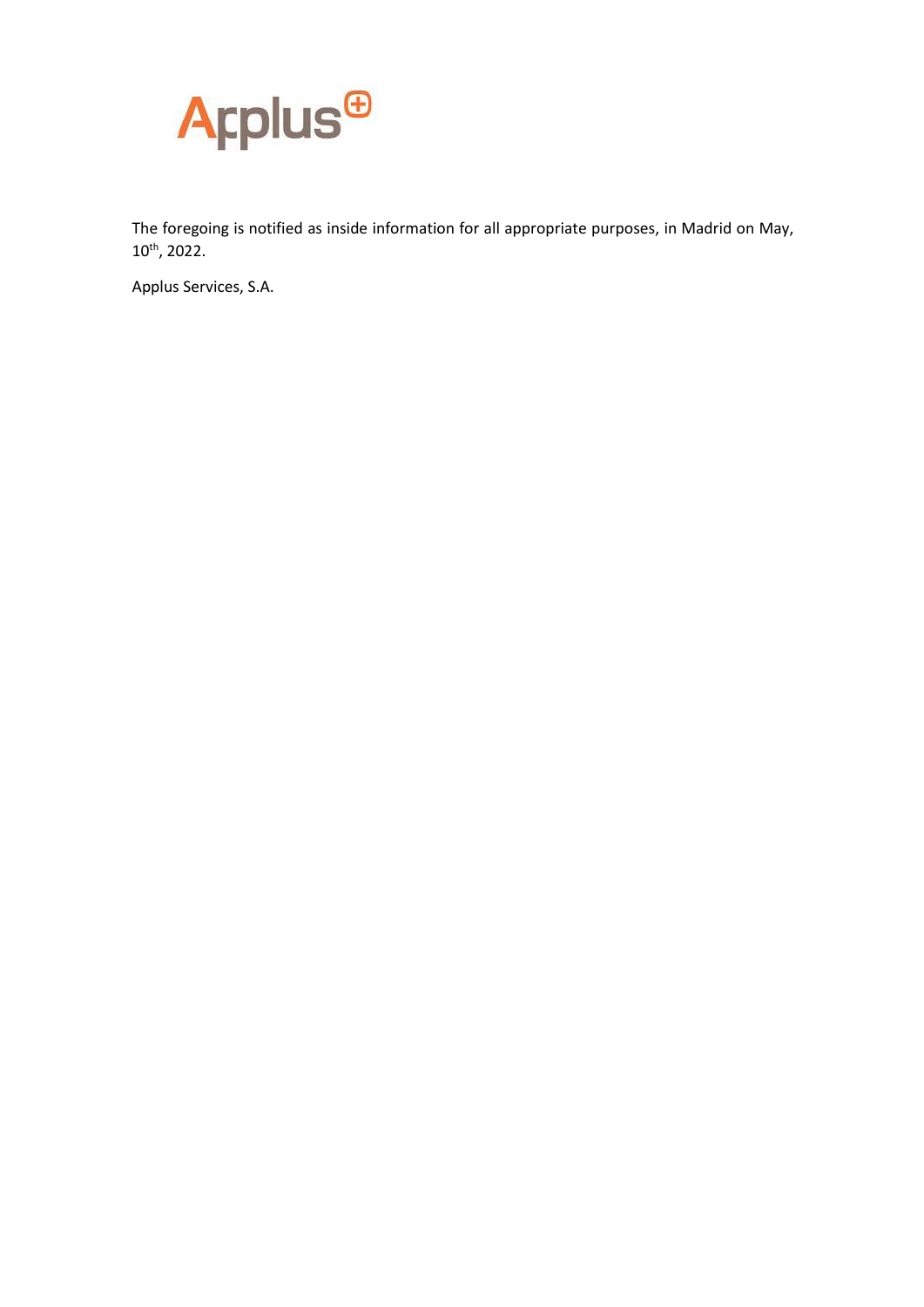The foregoing is notified as inside information for all appropriate purposes, in Madrid on May, 10th, 2022.

Applus Services, S.A.